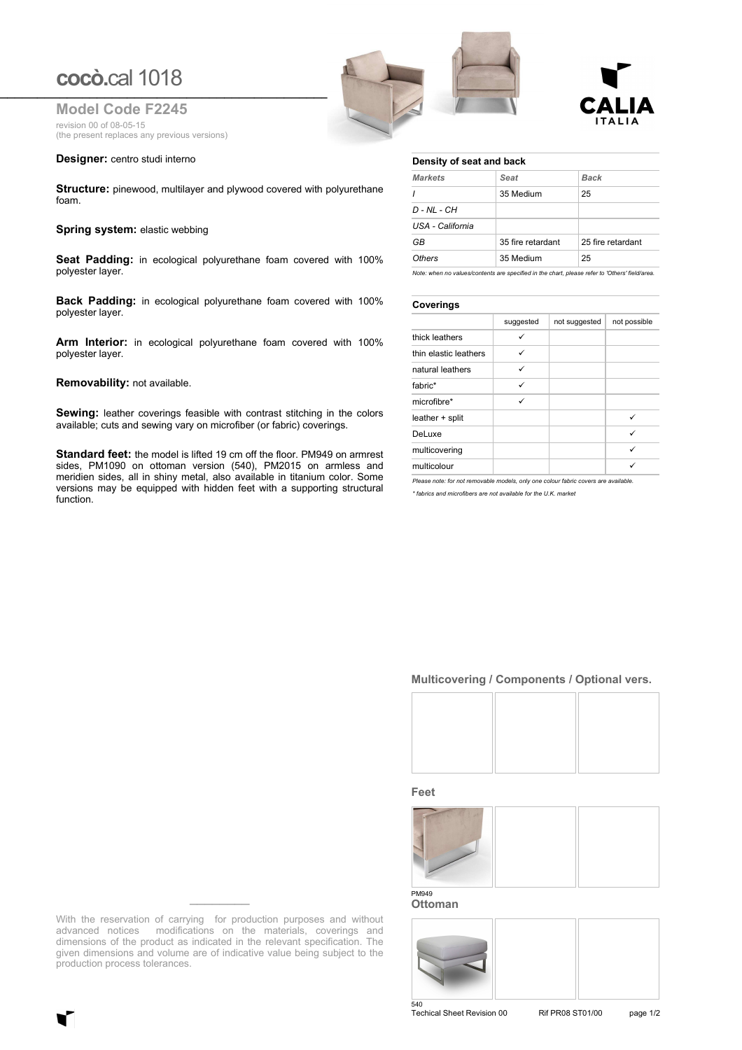# coccò.cal 1018

## Model Code F2245

revision 00 of 08-05-15
(the present replaces any previous versions)

CALIA ITALIA

**Designer:** centro studi interno

**Structure:** pinewood, multilayer and plywood covered with polyurethane foam.

**Spring system:** elastic webbing

**Seat Padding:** in ecological polyurethane foam covered with 100% polyester layer.

**Back Padding:** in ecological polyurethane foam covered with 100% polyester layer.

**Arm Interior:** in ecological polyurethane foam covered with 100% polyester layer.

**Removability:** not available.

**Sewing:** leather coverings feasible with contrast stitching in the colors available; cuts and sewing vary on microfiber (or fabric) coverings.

**Standard feet:** the model is lifted 19 cm off the floor. PM949 on armrest sides, PM1090 on ottoman version (540), PM2015 on armless and meridien sides, all in shiny metal, also available in titanium color. Some versions may be equipped with hidden feet with a supporting structural function.

### Density of seat and back

| *Markets* | *Seat* | *Back* |
|---|---|---|
| *I* | 35 Medium | 25 |
| *D - NL - CH* | | |
| *USA - California* | | |
| *GB* | 35 fire retardant | 25 fire retardant |
| *Others* | 35 Medium | 25 |

*Note: when no values/contents are specified in the chart, please refer to 'Others' field/area.*

### Coverings

| | suggested | not suggested | not possible |
|---|---|---|---|
| thick leathers | ✓ | | |
| thin elastic leathers | ✓ | | |
| natural leathers | ✓ | | |
| fabric* | ✓ | | |
| microfibre* | ✓ | | |
| leather + split | | | ✓ |
| DeLuxe | | | ✓ |
| multicovering | | | ✓ |
| multicolour | | | ✓ |

*Please note: for not removable models, only one colour fabric covers are available.*

*\* fabrics and microfibers are not available for the U.K. market*

### Multicovering / Components / Optional vers.

### Feet

PM949

### Ottoman

540

With the reservation of carrying for production purposes and without advanced notices modifications on the materials, coverings and dimensions of the product as indicated in the relevant specification. The given dimensions and volume are of indicative value being subject to the production process tolerances.

Techical Sheet Revision 00 Rif PR08 ST01/00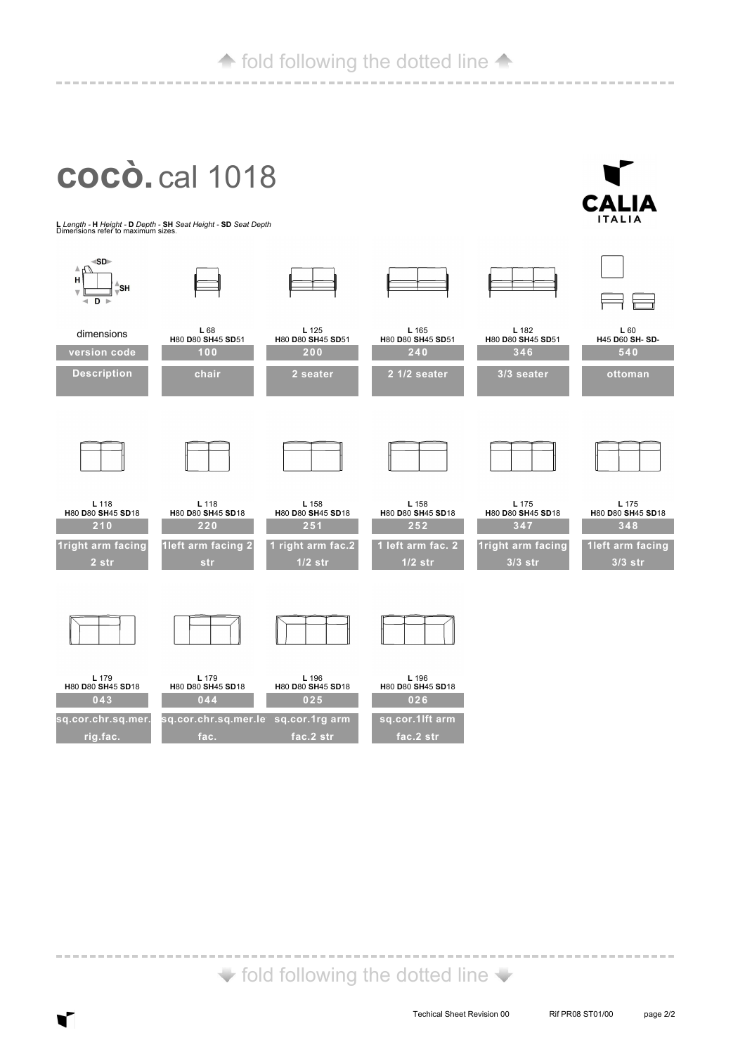fold following the dotted line

# cocò. cal 1018

CALIA ITALIA

**L** *Length* - **H** *Height* - **D** *Depth* - **SH** *Seat Height* - **SD** *Seat Depth*
Dimensions refer to maximum sizes.

| dimensions | **L** 68 **H**80 **D**80 **SH**45 **SD**51 | **L** 125 **H**80 **D**80 **SH**45 **SD**51 | **L** 165 **H**80 **D**80 **SH**45 **SD**51 | **L** 182 **H**80 **D**80 **SH**45 **SD**51 | **L** 60 **H**45 **D**60 **SH**- **SD**- |
|---|---|---|---|---|---|
| **version code** | 100 | 200 | 240 | 346 | 540 |
| **Description** | chair | 2 seater | 2 1/2 seater | 3/3 seater | ottoman |

| dimensions | version code | Description |
|---|---|---|
| **L** 118 **H**80 **D**80 **SH**45 **SD**18 | 210 | 1right arm facing 2 str |
| **L** 118 **H**80 **D**80 **SH**45 **SD**18 | 220 | 1left arm facing 2 str |
| **L** 158 **H**80 **D**80 **SH**45 **SD**18 | 251 | 1 right arm fac.2 1/2 str |
| **L** 158 **H**80 **D**80 **SH**45 **SD**18 | 252 | 1 left arm fac. 2 1/2 str |
| **L** 175 **H**80 **D**80 **SH**45 **SD**18 | 347 | 1right arm facing 3/3 str |
| **L** 175 **H**80 **D**80 **SH**45 **SD**18 | 348 | 1left arm facing 3/3 str |
| **L** 179 **H**80 **D**80 **SH**45 **SD**18 | 043 | sq.cor.chr.sq.mer. rig.fac. |
| **L** 179 **H**80 **D**80 **SH**45 **SD**18 | 044 | sq.cor.chr.sq.mer.le fac. |
| **L** 196 **H**80 **D**80 **SH**45 **SD**18 | 025 | sq.cor.1rg arm fac.2 str |
| **L** 196 **H**80 **D**80 **SH**45 **SD**18 | 026 | sq.cor.1lft arm fac.2 str |

fold following the dotted line

Techical Sheet Revision 00 Rif PR08 ST01/00